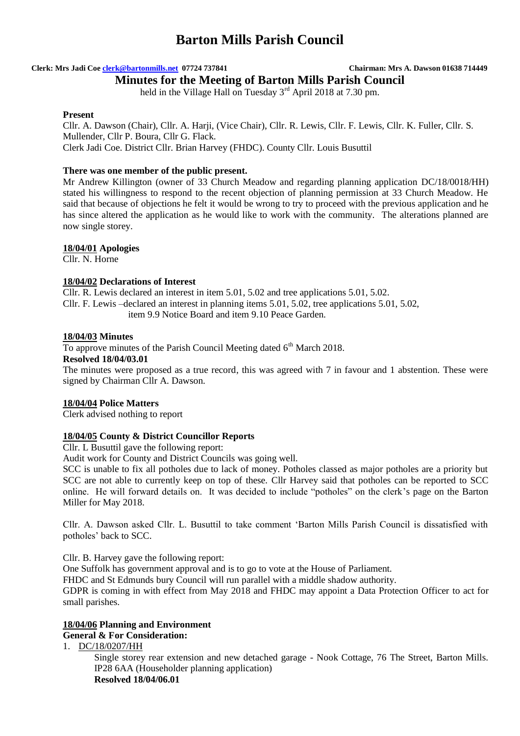# Barton Mills Parish Council

**Clerk: Mrs Jadi Coe clerk@bartonmills.net 07724 737841 Chairman: Mrs A. Dawson 01638 714449**

## Minutes for the Meeting of Barton Mills Parish Council

held in the Village Hall on Tuesday 3rd April 2018 at 7.30 pm.

**Present**

Cllr. A. Dawson (Chair), Cllr. A. Harji, (Vice Chair), Cllr. R. Lewis, Cllr. F. Lewis, Cllr. K. Fuller, Cllr. S. Mullender, Cllr P. Boura, Cllr G. Flack.
Clerk Jadi Coe. District Cllr. Brian Harvey (FHDC). County Cllr. Louis Busuttil

**There was one member of the public present.**

Mr Andrew Killington (owner of 33 Church Meadow and regarding planning application DC/18/0018/HH) stated his willingness to respond to the recent objection of planning permission at 33 Church Meadow. He said that because of objections he felt it would be wrong to try to proceed with the previous application and he has since altered the application as he would like to work with the community. The alterations planned are now single storey.

**18/04/01 Apologies**

Cllr. N. Horne

**18/04/02 Declarations of Interest**

Cllr. R. Lewis declared an interest in item 5.01, 5.02 and tree applications 5.01, 5.02.
Cllr. F. Lewis –declared an interest in planning items 5.01, 5.02, tree applications 5.01, 5.02, item 9.9 Notice Board and item 9.10 Peace Garden.

**18/04/03 Minutes**

To approve minutes of the Parish Council Meeting dated 6th March 2018.

**Resolved 18/04/03.01**

The minutes were proposed as a true record, this was agreed with 7 in favour and 1 abstention. These were signed by Chairman Cllr A. Dawson.

**18/04/04 Police Matters**

Clerk advised nothing to report

**18/04/05 County & District Councillor Reports**

Cllr. L Busuttil gave the following report:

Audit work for County and District Councils was going well.

SCC is unable to fix all potholes due to lack of money. Potholes classed as major potholes are a priority but SCC are not able to currently keep on top of these. Cllr Harvey said that potholes can be reported to SCC online. He will forward details on. It was decided to include "potholes" on the clerk's page on the Barton Miller for May 2018.

Cllr. A. Dawson asked Cllr. L. Busuttil to take comment 'Barton Mills Parish Council is dissatisfied with potholes' back to SCC.

Cllr. B. Harvey gave the following report:

One Suffolk has government approval and is to go to vote at the House of Parliament.

FHDC and St Edmunds bury Council will run parallel with a middle shadow authority.

GDPR is coming in with effect from May 2018 and FHDC may appoint a Data Protection Officer to act for small parishes.

**18/04/06 Planning and Environment**

**General & For Consideration:**

1. DC/18/0207/HH

   Single storey rear extension and new detached garage - Nook Cottage, 76 The Street, Barton Mills. IP28 6AA (Householder planning application)

   **Resolved 18/04/06.01**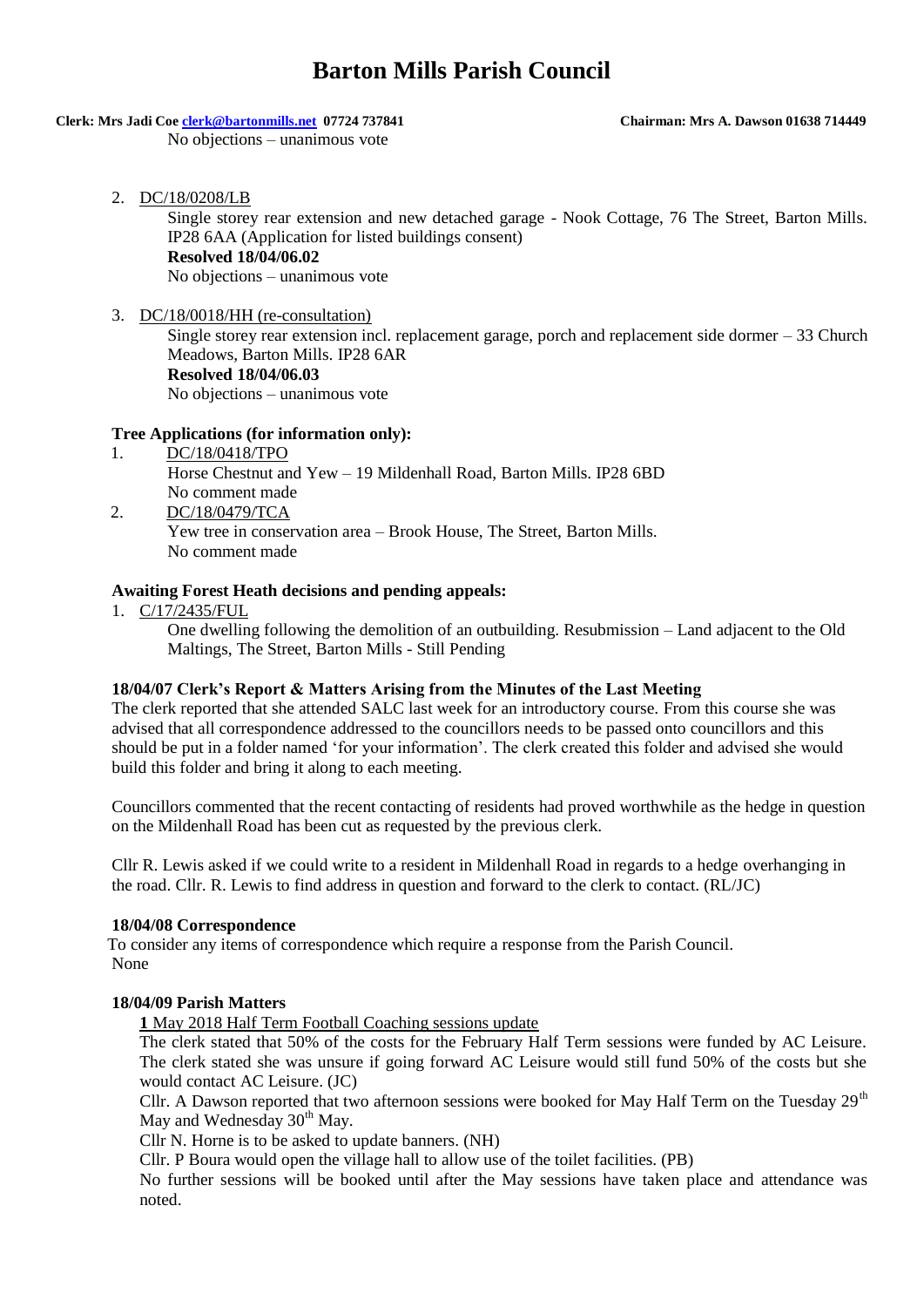No objections – unanimous vote

2. DC/18/0208/LB

   Single storey rear extension and new detached garage - Nook Cottage, 76 The Street, Barton Mills. IP28 6AA (Application for listed buildings consent)

   **Resolved 18/04/06.02**

   No objections – unanimous vote

3. DC/18/0018/HH (re-consultation)

   Single storey rear extension incl. replacement garage, porch and replacement side dormer – 33 Church Meadows, Barton Mills. IP28 6AR

   **Resolved 18/04/06.03**

   No objections – unanimous vote

**Tree Applications (for information only):**

1. DC/18/0418/TPO

   Horse Chestnut and Yew – 19 Mildenhall Road, Barton Mills. IP28 6BD

   No comment made

2. DC/18/0479/TCA

   Yew tree in conservation area – Brook House, The Street, Barton Mills.

   No comment made

**Awaiting Forest Heath decisions and pending appeals:**

1. C/17/2435/FUL

   One dwelling following the demolition of an outbuilding. Resubmission – Land adjacent to the Old Maltings, The Street, Barton Mills - Still Pending

**18/04/07 Clerk's Report & Matters Arising from the Minutes of the Last Meeting**

The clerk reported that she attended SALC last week for an introductory course. From this course she was advised that all correspondence addressed to the councillors needs to be passed onto councillors and this should be put in a folder named 'for your information'. The clerk created this folder and advised she would build this folder and bring it along to each meeting.

Councillors commented that the recent contacting of residents had proved worthwhile as the hedge in question on the Mildenhall Road has been cut as requested by the previous clerk.

Cllr R. Lewis asked if we could write to a resident in Mildenhall Road in regards to a hedge overhanging in the road. Cllr. R. Lewis to find address in question and forward to the clerk to contact. (RL/JC)

**18/04/08 Correspondence**

To consider any items of correspondence which require a response from the Parish Council.

None

**18/04/09 Parish Matters**

**1** May 2018 Half Term Football Coaching sessions update

The clerk stated that 50% of the costs for the February Half Term sessions were funded by AC Leisure. The clerk stated she was unsure if going forward AC Leisure would still fund 50% of the costs but she would contact AC Leisure. (JC)

Cllr. A Dawson reported that two afternoon sessions were booked for May Half Term on the Tuesday 29th May and Wednesday 30th May.

Cllr N. Horne is to be asked to update banners. (NH)

Cllr. P Boura would open the village hall to allow use of the toilet facilities. (PB)

No further sessions will be booked until after the May sessions have taken place and attendance was noted.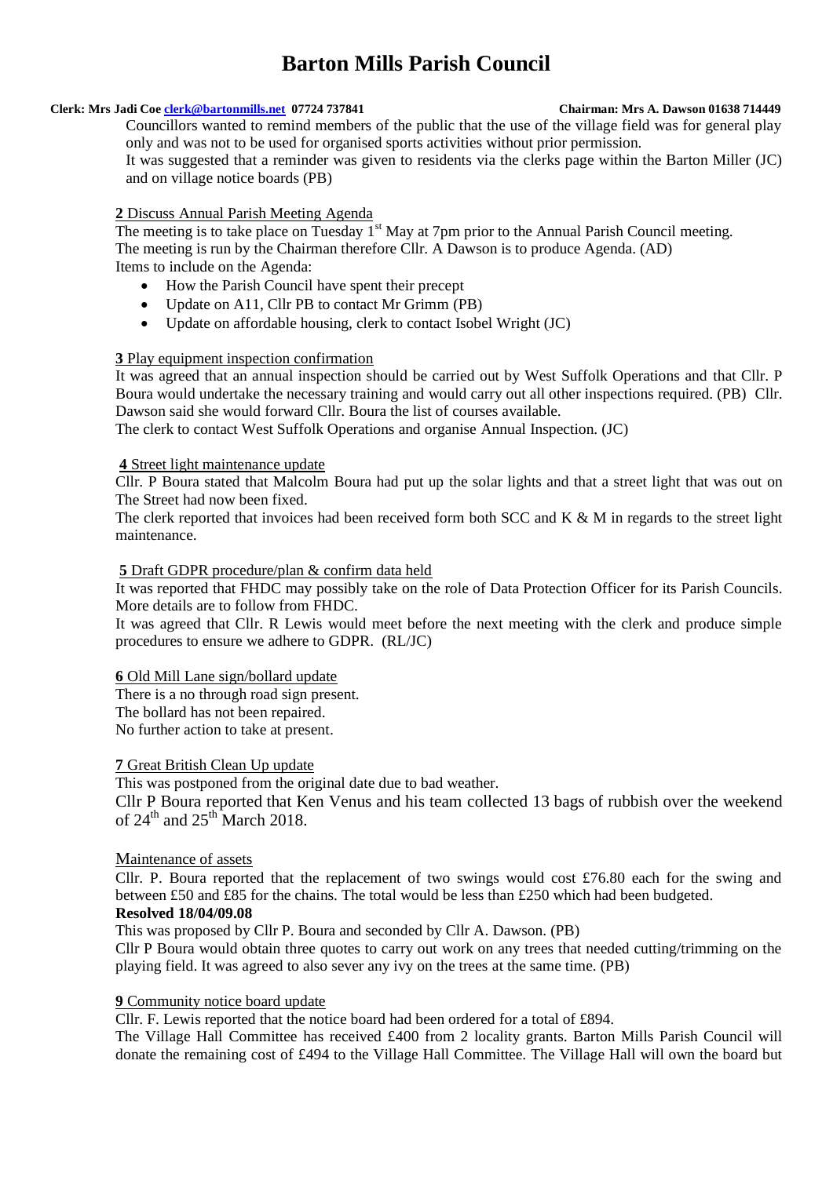Councillors wanted to remind members of the public that the use of the village field was for general play only and was not to be used for organised sports activities without prior permission.
It was suggested that a reminder was given to residents via the clerks page within the Barton Miller (JC) and on village notice boards (PB)

**2** Discuss Annual Parish Meeting Agenda

The meeting is to take place on Tuesday 1st May at 7pm prior to the Annual Parish Council meeting.
The meeting is run by the Chairman therefore Cllr. A Dawson is to produce Agenda. (AD)
Items to include on the Agenda:

- How the Parish Council have spent their precept
- Update on A11, Cllr PB to contact Mr Grimm (PB)
- Update on affordable housing, clerk to contact Isobel Wright (JC)

**3** Play equipment inspection confirmation

It was agreed that an annual inspection should be carried out by West Suffolk Operations and that Cllr. P Boura would undertake the necessary training and would carry out all other inspections required. (PB) Cllr. Dawson said she would forward Cllr. Boura the list of courses available.
The clerk to contact West Suffolk Operations and organise Annual Inspection. (JC)

**4** Street light maintenance update

Cllr. P Boura stated that Malcolm Boura had put up the solar lights and that a street light that was out on The Street had now been fixed.
The clerk reported that invoices had been received form both SCC and K & M in regards to the street light maintenance.

**5** Draft GDPR procedure/plan & confirm data held

It was reported that FHDC may possibly take on the role of Data Protection Officer for its Parish Councils. More details are to follow from FHDC.
It was agreed that Cllr. R Lewis would meet before the next meeting with the clerk and produce simple procedures to ensure we adhere to GDPR. (RL/JC)

**6** Old Mill Lane sign/bollard update

There is a no through road sign present.
The bollard has not been repaired.
No further action to take at present.

**7** Great British Clean Up update

This was postponed from the original date due to bad weather.
Cllr P Boura reported that Ken Venus and his team collected 13 bags of rubbish over the weekend of 24th and 25th March 2018.

Maintenance of assets

Cllr. P. Boura reported that the replacement of two swings would cost £76.80 each for the swing and between £50 and £85 for the chains. The total would be less than £250 which had been budgeted.

**Resolved 18/04/09.08**

This was proposed by Cllr P. Boura and seconded by Cllr A. Dawson. (PB)
Cllr P Boura would obtain three quotes to carry out work on any trees that needed cutting/trimming on the playing field. It was agreed to also sever any ivy on the trees at the same time. (PB)

**9** Community notice board update

Cllr. F. Lewis reported that the notice board had been ordered for a total of £894.
The Village Hall Committee has received £400 from 2 locality grants. Barton Mills Parish Council will donate the remaining cost of £494 to the Village Hall Committee. The Village Hall will own the board but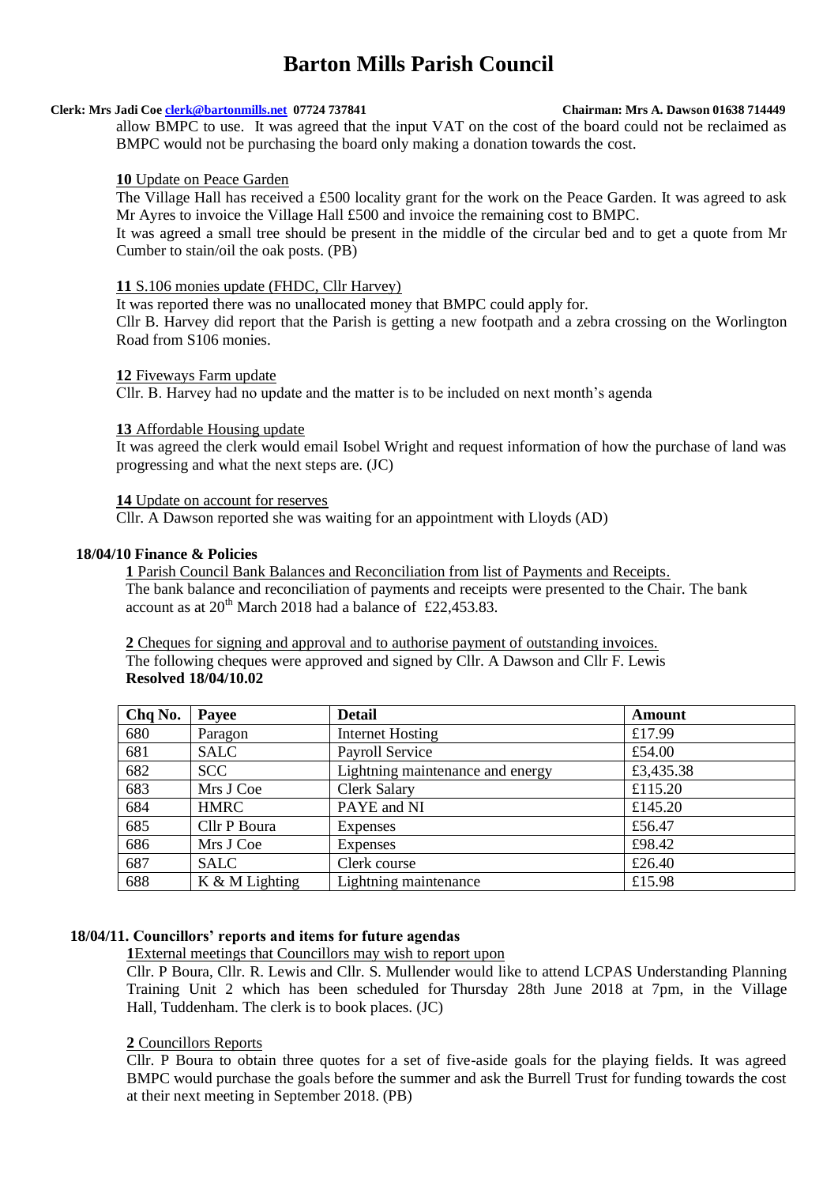allow BMPC to use. It was agreed that the input VAT on the cost of the board could not be reclaimed as BMPC would not be purchasing the board only making a donation towards the cost.

**10** Update on Peace Garden

The Village Hall has received a £500 locality grant for the work on the Peace Garden. It was agreed to ask Mr Ayres to invoice the Village Hall £500 and invoice the remaining cost to BMPC.

It was agreed a small tree should be present in the middle of the circular bed and to get a quote from Mr Cumber to stain/oil the oak posts. (PB)

**11** S.106 monies update (FHDC, Cllr Harvey)

It was reported there was no unallocated money that BMPC could apply for.

Cllr B. Harvey did report that the Parish is getting a new footpath and a zebra crossing on the Worlington Road from S106 monies.

**12** Fiveways Farm update

Cllr. B. Harvey had no update and the matter is to be included on next month's agenda

**13** Affordable Housing update

It was agreed the clerk would email Isobel Wright and request information of how the purchase of land was progressing and what the next steps are. (JC)

**14** Update on account for reserves

Cllr. A Dawson reported she was waiting for an appointment with Lloyds (AD)

**18/04/10 Finance & Policies**

**1** Parish Council Bank Balances and Reconciliation from list of Payments and Receipts.

The bank balance and reconciliation of payments and receipts were presented to the Chair. The bank account as at 20th March 2018 had a balance of £22,453.83.

**2** Cheques for signing and approval and to authorise payment of outstanding invoices.

The following cheques were approved and signed by Cllr. A Dawson and Cllr F. Lewis

**Resolved 18/04/10.02**

| Chq No. | Payee | Detail | Amount |
|---|---|---|---|
| 680 | Paragon | Internet Hosting | £17.99 |
| 681 | SALC | Payroll Service | £54.00 |
| 682 | SCC | Lightning maintenance and energy | £3,435.38 |
| 683 | Mrs J Coe | Clerk Salary | £115.20 |
| 684 | HMRC | PAYE and NI | £145.20 |
| 685 | Cllr P Boura | Expenses | £56.47 |
| 686 | Mrs J Coe | Expenses | £98.42 |
| 687 | SALC | Clerk course | £26.40 |
| 688 | K & M Lighting | Lightning maintenance | £15.98 |

**18/04/11. Councillors' reports and items for future agendas**

**1** External meetings that Councillors may wish to report upon

Cllr. P Boura, Cllr. R. Lewis and Cllr. S. Mullender would like to attend LCPAS Understanding Planning Training Unit 2 which has been scheduled for Thursday 28th June 2018 at 7pm, in the Village Hall, Tuddenham. The clerk is to book places. (JC)

**2** Councillors Reports

Cllr. P Boura to obtain three quotes for a set of five-aside goals for the playing fields. It was agreed BMPC would purchase the goals before the summer and ask the Burrell Trust for funding towards the cost at their next meeting in September 2018. (PB)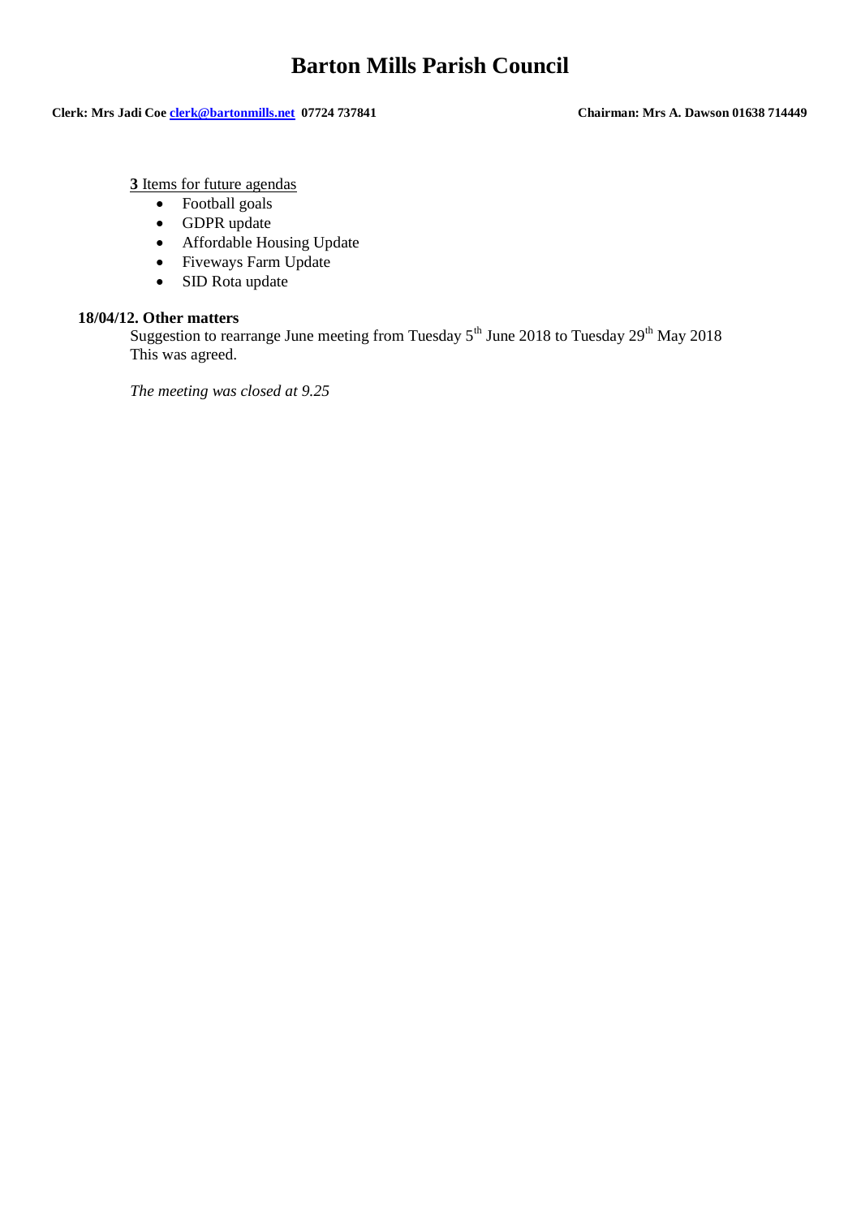# Barton Mills Parish Council

**Clerk: Mrs Jadi Coe clerk@bartonmills.net 07724 737841** **Chairman: Mrs A. Dawson 01638 714449**

**3** Items for future agendas

- Football goals
- GDPR update
- Affordable Housing Update
- Fiveways Farm Update
- SID Rota update

**18/04/12. Other matters**

Suggestion to rearrange June meeting from Tuesday 5th June 2018 to Tuesday 29th May 2018
This was agreed.

*The meeting was closed at 9.25*